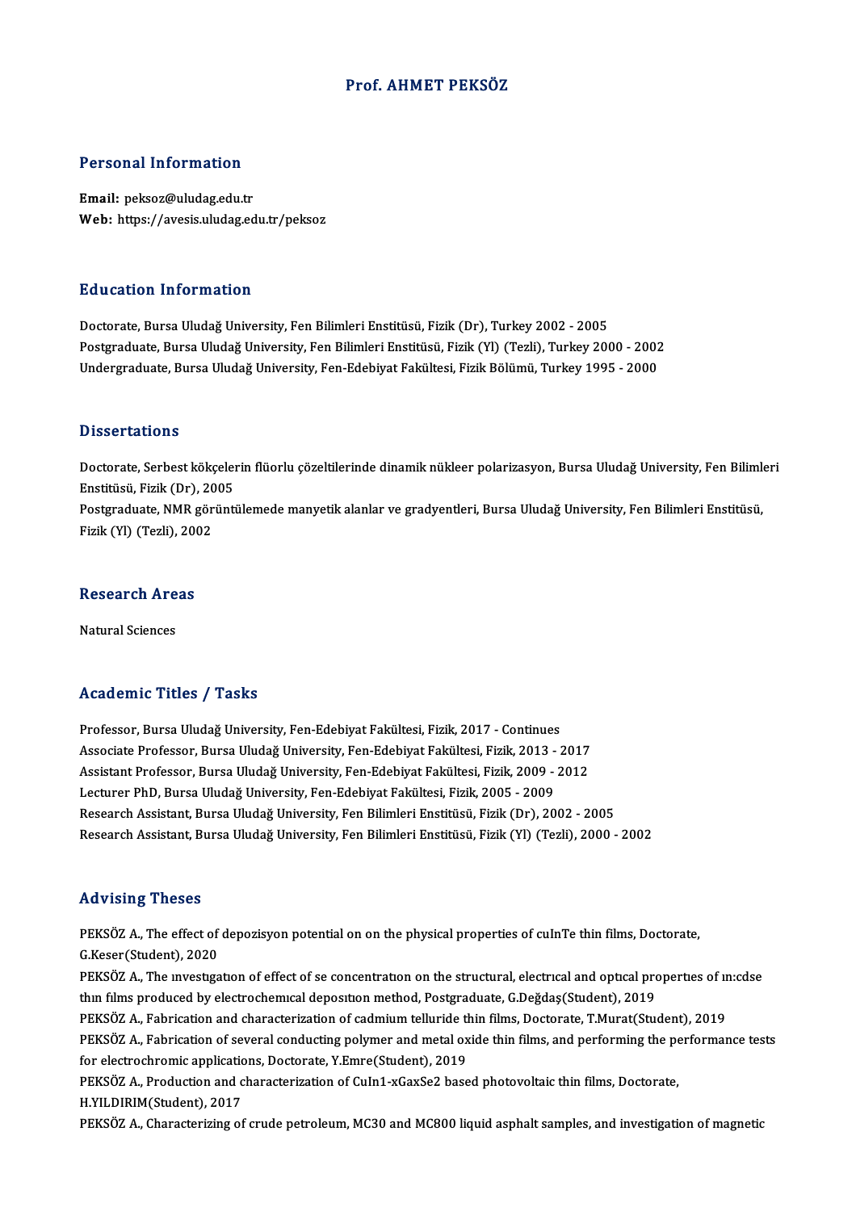# Prof. AHMET PEKSÖZ

## Personal Information

**Email:** peksoz@uludag.edu.tr
**Web:** https://avesis.uludag.edu.tr/peksoz

## Education Information

Doctorate, Bursa Uludağ University, Fen Bilimleri Enstitüsü, Fizik (Dr), Turkey 2002 - 2005
Postgraduate, Bursa Uludağ University, Fen Bilimleri Enstitüsü, Fizik (Yl) (Tezli), Turkey 2000 - 2002
Undergraduate, Bursa Uludağ University, Fen-Edebiyat Fakültesi, Fizik Bölümü, Turkey 1995 - 2000

## Dissertations

Doctorate, Serbest kökçelerin flüorlu çözeltilerinde dinamik nükleer polarizasyon, Bursa Uludağ University, Fen Bilimleri Enstitüsü, Fizik (Dr), 2005
Postgraduate, NMR görüntülemede manyetik alanlar ve gradyentleri, Bursa Uludağ University, Fen Bilimleri Enstitüsü, Fizik (Yl) (Tezli), 2002

## Research Areas

Natural Sciences

## Academic Titles / Tasks

Professor, Bursa Uludağ University, Fen-Edebiyat Fakültesi, Fizik, 2017 - Continues
Associate Professor, Bursa Uludağ University, Fen-Edebiyat Fakültesi, Fizik, 2013 - 2017
Assistant Professor, Bursa Uludağ University, Fen-Edebiyat Fakültesi, Fizik, 2009 - 2012
Lecturer PhD, Bursa Uludağ University, Fen-Edebiyat Fakültesi, Fizik, 2005 - 2009
Research Assistant, Bursa Uludağ University, Fen Bilimleri Enstitüsü, Fizik (Dr), 2002 - 2005
Research Assistant, Bursa Uludağ University, Fen Bilimleri Enstitüsü, Fizik (Yl) (Tezli), 2000 - 2002

## Advising Theses

PEKSÖZ A., The effect of depozisyon potential on on the physical properties of cuInTe thin films, Doctorate, G.Keser(Student), 2020
PEKSÖZ A., The ınvestıgatıon of effect of se concentratıon on the structural, electrıcal and optıcal propertıes of ın:cdse thın fılms produced by electrochemıcal deposıtıon method, Postgraduate, G.Değdaş(Student), 2019
PEKSÖZ A., Fabrication and characterization of cadmium telluride thin films, Doctorate, T.Murat(Student), 2019
PEKSÖZ A., Fabrication of several conducting polymer and metal oxide thin films, and performing the performance tests for electrochromic applications, Doctorate, Y.Emre(Student), 2019
PEKSÖZ A., Production and characterization of CuIn1-xGaxSe2 based photovoltaic thin films, Doctorate, H.YILDIRIM(Student), 2017
PEKSÖZ A., Characterizing of crude petroleum, MC30 and MC800 liquid asphalt samples, and investigation of magnetic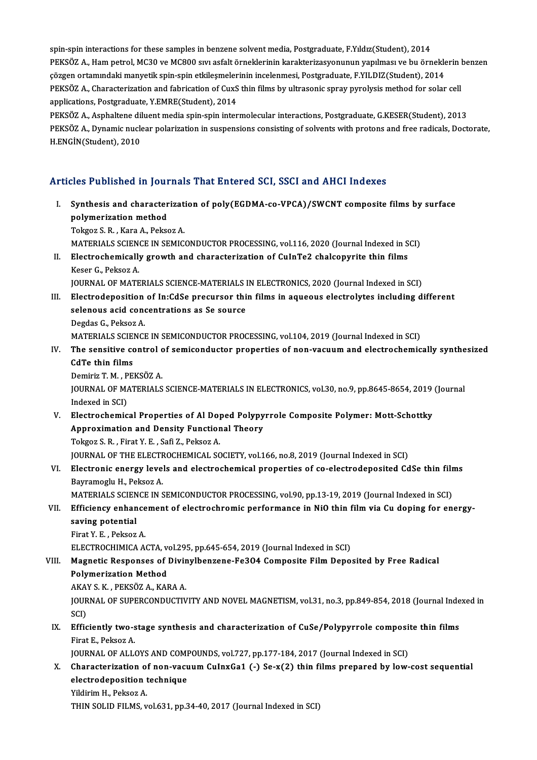spin-spin interactions for these samples in benzene solvent media, Postgraduate, F.Yıldız(Student), 2014

PEKSÖZ A., Ham petrol, MC30 ve MC800 sıvı asfalt örneklerinin karakterizasyonunun yapılması ve bu örneklerin benzen çözgen ortamındaki manyetik spin-spin etkileşmelerinin incelenmesi, Postgraduate, F.YILDIZ(Student), 2014

PEKSÖZ A., Characterization and fabrication of CuxS thin films by ultrasonic spray pyrolysis method for solar cell applications, Postgraduate, Y.EMRE(Student), 2014

PEKSÖZ A., Asphaltene diluent media spin-spin intermolecular interactions, Postgraduate, G.KESER(Student), 2013

PEKSÖZ A., Dynamic nuclear polarization in suspensions consisting of solvents with protons and free radicals, Doctorate, H.ENGİN(Student), 2010

## Articles Published in Journals That Entered SCI, SSCI and AHCI Indexes

I. **Synthesis and characterization of poly(EGDMA-co-VPCA)/SWCNT composite films by surface polymerization method**
   Tokgoz S. R. , Kara A., Peksoz A.
   MATERIALS SCIENCE IN SEMICONDUCTOR PROCESSING, vol.116, 2020 (Journal Indexed in SCI)

II. **Electrochemically growth and characterization of CuInTe2 chalcopyrite thin films**
   Keser G., Peksoz A.
   JOURNAL OF MATERIALS SCIENCE-MATERIALS IN ELECTRONICS, 2020 (Journal Indexed in SCI)

III. **Electrodeposition of In:CdSe precursor thin films in aqueous electrolytes including different selenous acid concentrations as Se source**
   Degdas G., Peksoz A.
   MATERIALS SCIENCE IN SEMICONDUCTOR PROCESSING, vol.104, 2019 (Journal Indexed in SCI)

IV. **The sensitive control of semiconductor properties of non-vacuum and electrochemically synthesized CdTe thin films**
   Demiriz T. M. , PEKSÖZ A.
   JOURNAL OF MATERIALS SCIENCE-MATERIALS IN ELECTRONICS, vol.30, no.9, pp.8645-8654, 2019 (Journal Indexed in SCI)

V. **Electrochemical Properties of Al Doped Polypyrrole Composite Polymer: Mott-Schottky Approximation and Density Functional Theory**
   Tokgoz S. R. , Firat Y. E. , Safi Z., Peksoz A.
   JOURNAL OF THE ELECTROCHEMICAL SOCIETY, vol.166, no.8, 2019 (Journal Indexed in SCI)

VI. **Electronic energy levels and electrochemical properties of co-electrodeposited CdSe thin films**
   Bayramoglu H., Peksoz A.
   MATERIALS SCIENCE IN SEMICONDUCTOR PROCESSING, vol.90, pp.13-19, 2019 (Journal Indexed in SCI)

VII. **Efficiency enhancement of electrochromic performance in NiO thin film via Cu doping for energy-saving potential**
   Firat Y. E. , Peksoz A.
   ELECTROCHIMICA ACTA, vol.295, pp.645-654, 2019 (Journal Indexed in SCI)

VIII. **Magnetic Responses of Divinylbenzene-Fe3O4 Composite Film Deposited by Free Radical Polymerization Method**
   AKAY S. K. , PEKSÖZ A., KARA A.
   JOURNAL OF SUPERCONDUCTIVITY AND NOVEL MAGNETISM, vol.31, no.3, pp.849-854, 2018 (Journal Indexed in SCI)

IX. **Efficiently two-stage synthesis and characterization of CuSe/Polypyrrole composite thin films**
   Firat E., Peksoz A.
   JOURNAL OF ALLOYS AND COMPOUNDS, vol.727, pp.177-184, 2017 (Journal Indexed in SCI)

X. **Characterization of non-vacuum CuInxGa1 (-) Se-x(2) thin films prepared by low-cost sequential electrodeposition technique**
   Yildirim H., Peksoz A.
   THIN SOLID FILMS, vol.631, pp.34-40, 2017 (Journal Indexed in SCI)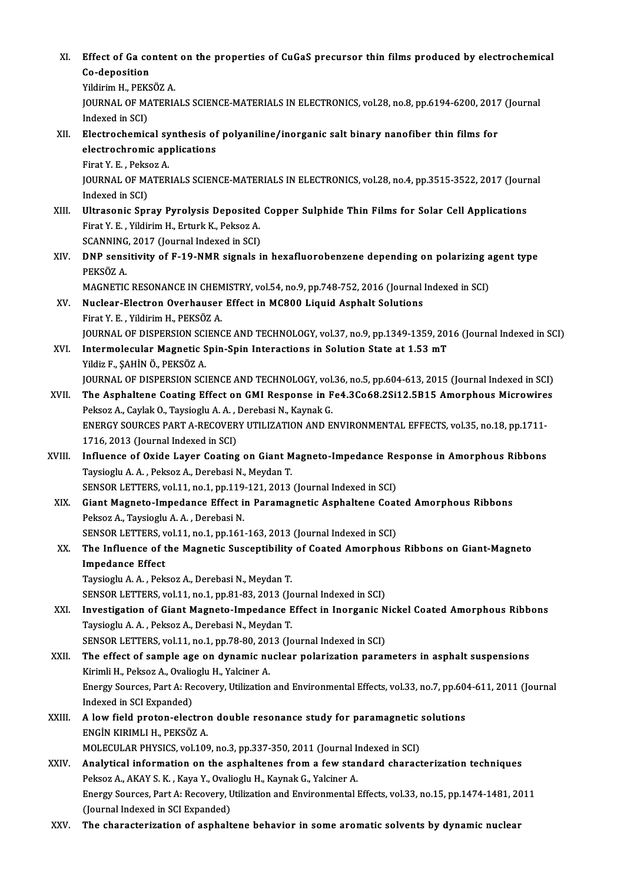XI. **Effect of Ga content on the properties of CuGaS precursor thin films produced by electrochemical Co-deposition**
Yildirim H., PEKSÖZ A.
JOURNAL OF MATERIALS SCIENCE-MATERIALS IN ELECTRONICS, vol.28, no.8, pp.6194-6200, 2017 (Journal Indexed in SCI)

XII. **Electrochemical synthesis of polyaniline/inorganic salt binary nanofiber thin films for electrochromic applications**
Firat Y. E. , Peksoz A.
JOURNAL OF MATERIALS SCIENCE-MATERIALS IN ELECTRONICS, vol.28, no.4, pp.3515-3522, 2017 (Journal Indexed in SCI)

XIII. **Ultrasonic Spray Pyrolysis Deposited Copper Sulphide Thin Films for Solar Cell Applications**
Firat Y. E. , Yildirim H., Erturk K., Peksoz A.
SCANNING, 2017 (Journal Indexed in SCI)

XIV. **DNP sensitivity of F-19-NMR signals in hexafluorobenzene depending on polarizing agent type**
PEKSÖZ A.
MAGNETIC RESONANCE IN CHEMISTRY, vol.54, no.9, pp.748-752, 2016 (Journal Indexed in SCI)

XV. **Nuclear-Electron Overhauser Effect in MC800 Liquid Asphalt Solutions**
Firat Y. E. , Yildirim H., PEKSÖZ A.
JOURNAL OF DISPERSION SCIENCE AND TECHNOLOGY, vol.37, no.9, pp.1349-1359, 2016 (Journal Indexed in SCI)

XVI. **Intermolecular Magnetic Spin-Spin Interactions in Solution State at 1.53 mT**
Yildiz F., ŞAHİN Ö., PEKSÖZ A.
JOURNAL OF DISPERSION SCIENCE AND TECHNOLOGY, vol.36, no.5, pp.604-613, 2015 (Journal Indexed in SCI)

XVII. **The Asphaltene Coating Effect on GMI Response in Fe4.3Co68.2Si12.5B15 Amorphous Microwires**
Peksoz A., Caylak O., Taysioglu A. A. , Derebasi N., Kaynak G.
ENERGY SOURCES PART A-RECOVERY UTILIZATION AND ENVIRONMENTAL EFFECTS, vol.35, no.18, pp.1711-1716, 2013 (Journal Indexed in SCI)

XVIII. **Influence of Oxide Layer Coating on Giant Magneto-Impedance Response in Amorphous Ribbons**
Taysioglu A. A. , Peksoz A., Derebasi N., Meydan T.
SENSOR LETTERS, vol.11, no.1, pp.119-121, 2013 (Journal Indexed in SCI)

XIX. **Giant Magneto-Impedance Effect in Paramagnetic Asphaltene Coated Amorphous Ribbons**
Peksoz A., Taysioglu A. A. , Derebasi N.
SENSOR LETTERS, vol.11, no.1, pp.161-163, 2013 (Journal Indexed in SCI)

XX. **The Influence of the Magnetic Susceptibility of Coated Amorphous Ribbons on Giant-Magneto Impedance Effect**
Taysioglu A. A. , Peksoz A., Derebasi N., Meydan T.
SENSOR LETTERS, vol.11, no.1, pp.81-83, 2013 (Journal Indexed in SCI)

XXI. **Investigation of Giant Magneto-Impedance Effect in Inorganic Nickel Coated Amorphous Ribbons**
Taysioglu A. A. , Peksoz A., Derebasi N., Meydan T.
SENSOR LETTERS, vol.11, no.1, pp.78-80, 2013 (Journal Indexed in SCI)

XXII. **The effect of sample age on dynamic nuclear polarization parameters in asphalt suspensions**
Kirimli H., Peksoz A., Ovalioglu H., Yalciner A.
Energy Sources, Part A: Recovery, Utilization and Environmental Effects, vol.33, no.7, pp.604-611, 2011 (Journal Indexed in SCI Expanded)

XXIII. **A low field proton-electron double resonance study for paramagnetic solutions**
ENGİN KIRIMLI H., PEKSÖZ A.
MOLECULAR PHYSICS, vol.109, no.3, pp.337-350, 2011 (Journal Indexed in SCI)

XXIV. **Analytical information on the asphaltenes from a few standard characterization techniques**
Peksoz A., AKAY S. K. , Kaya Y., Ovalioglu H., Kaynak G., Yalciner A.
Energy Sources, Part A: Recovery, Utilization and Environmental Effects, vol.33, no.15, pp.1474-1481, 2011 (Journal Indexed in SCI Expanded)

XXV. **The characterization of asphaltene behavior in some aromatic solvents by dynamic nuclear**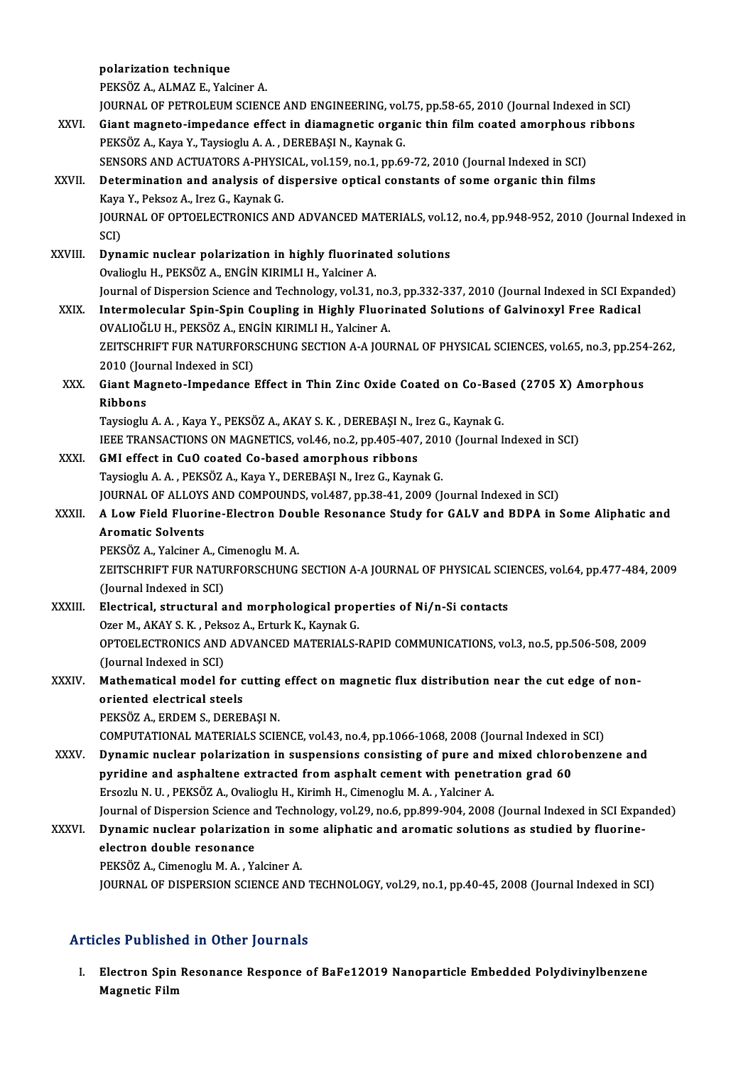polarization technique
PEKSÖZ A., ALMAZ E., Yalciner A.
JOURNAL OF PETROLEUM SCIENCE AND ENGINEERING, vol.75, pp.58-65, 2010 (Journal Indexed in SCI)

XXVI. **Giant magneto-impedance effect in diamagnetic organic thin film coated amorphous ribbons**
PEKSÖZ A., Kaya Y., Taysioglu A. A. , DEREBAŞI N., Kaynak G.
SENSORS AND ACTUATORS A-PHYSICAL, vol.159, no.1, pp.69-72, 2010 (Journal Indexed in SCI)

XXVII. **Determination and analysis of dispersive optical constants of some organic thin films**
Kaya Y., Peksoz A., Irez G., Kaynak G.
JOURNAL OF OPTOELECTRONICS AND ADVANCED MATERIALS, vol.12, no.4, pp.948-952, 2010 (Journal Indexed in SCI)

XXVIII. **Dynamic nuclear polarization in highly fluorinated solutions**
Ovalioglu H., PEKSÖZ A., ENGİN KIRIMLI H., Yalciner A.
Journal of Dispersion Science and Technology, vol.31, no.3, pp.332-337, 2010 (Journal Indexed in SCI Expanded)

XXIX. **Intermolecular Spin-Spin Coupling in Highly Fluorinated Solutions of Galvinoxyl Free Radical**
OVALIOĞLU H., PEKSÖZ A., ENGİN KIRIMLI H., Yalciner A.
ZEITSCHRIFT FUR NATURFORSCHUNG SECTION A-A JOURNAL OF PHYSICAL SCIENCES, vol.65, no.3, pp.254-262, 2010 (Journal Indexed in SCI)

XXX. **Giant Magneto-Impedance Effect in Thin Zinc Oxide Coated on Co-Based (2705 X) Amorphous Ribbons**
Taysioglu A. A. , Kaya Y., PEKSÖZ A., AKAY S. K. , DEREBAŞI N., Irez G., Kaynak G.
IEEE TRANSACTIONS ON MAGNETICS, vol.46, no.2, pp.405-407, 2010 (Journal Indexed in SCI)

XXXI. **GMI effect in CuO coated Co-based amorphous ribbons**
Taysioglu A. A. , PEKSÖZ A., Kaya Y., DEREBAŞI N., Irez G., Kaynak G.
JOURNAL OF ALLOYS AND COMPOUNDS, vol.487, pp.38-41, 2009 (Journal Indexed in SCI)

XXXII. **A Low Field Fluorine-Electron Double Resonance Study for GALV and BDPA in Some Aliphatic and Aromatic Solvents**
PEKSÖZ A., Yalciner A., Cimenoglu M. A.
ZEITSCHRIFT FUR NATURFORSCHUNG SECTION A-A JOURNAL OF PHYSICAL SCIENCES, vol.64, pp.477-484, 2009 (Journal Indexed in SCI)

XXXIII. **Electrical, structural and morphological properties of Ni/n-Si contacts**
Ozer M., AKAY S. K. , Peksoz A., Erturk K., Kaynak G.
OPTOELECTRONICS AND ADVANCED MATERIALS-RAPID COMMUNICATIONS, vol.3, no.5, pp.506-508, 2009 (Journal Indexed in SCI)

XXXIV. **Mathematical model for cutting effect on magnetic flux distribution near the cut edge of non-oriented electrical steels**
PEKSÖZ A., ERDEM S., DEREBAŞI N.
COMPUTATIONAL MATERIALS SCIENCE, vol.43, no.4, pp.1066-1068, 2008 (Journal Indexed in SCI)

XXXV. **Dynamic nuclear polarization in suspensions consisting of pure and mixed chlorobenzene and pyridine and asphaltene extracted from asphalt cement with penetration grad 60**
Ersozlu N. U. , PEKSÖZ A., Ovalioglu H., Kirimh H., Cimenoglu M. A. , Yalciner A.
Journal of Dispersion Science and Technology, vol.29, no.6, pp.899-904, 2008 (Journal Indexed in SCI Expanded)

XXXVI. **Dynamic nuclear polarization in some aliphatic and aromatic solutions as studied by fluorine-electron double resonance**
PEKSÖZ A., Cimenoglu M. A. , Yalciner A.
JOURNAL OF DISPERSION SCIENCE AND TECHNOLOGY, vol.29, no.1, pp.40-45, 2008 (Journal Indexed in SCI)

## Articles Published in Other Journals

I. **Electron Spin Resonance Responce of BaFe12O19 Nanoparticle Embedded Polydivinylbenzene Magnetic Film**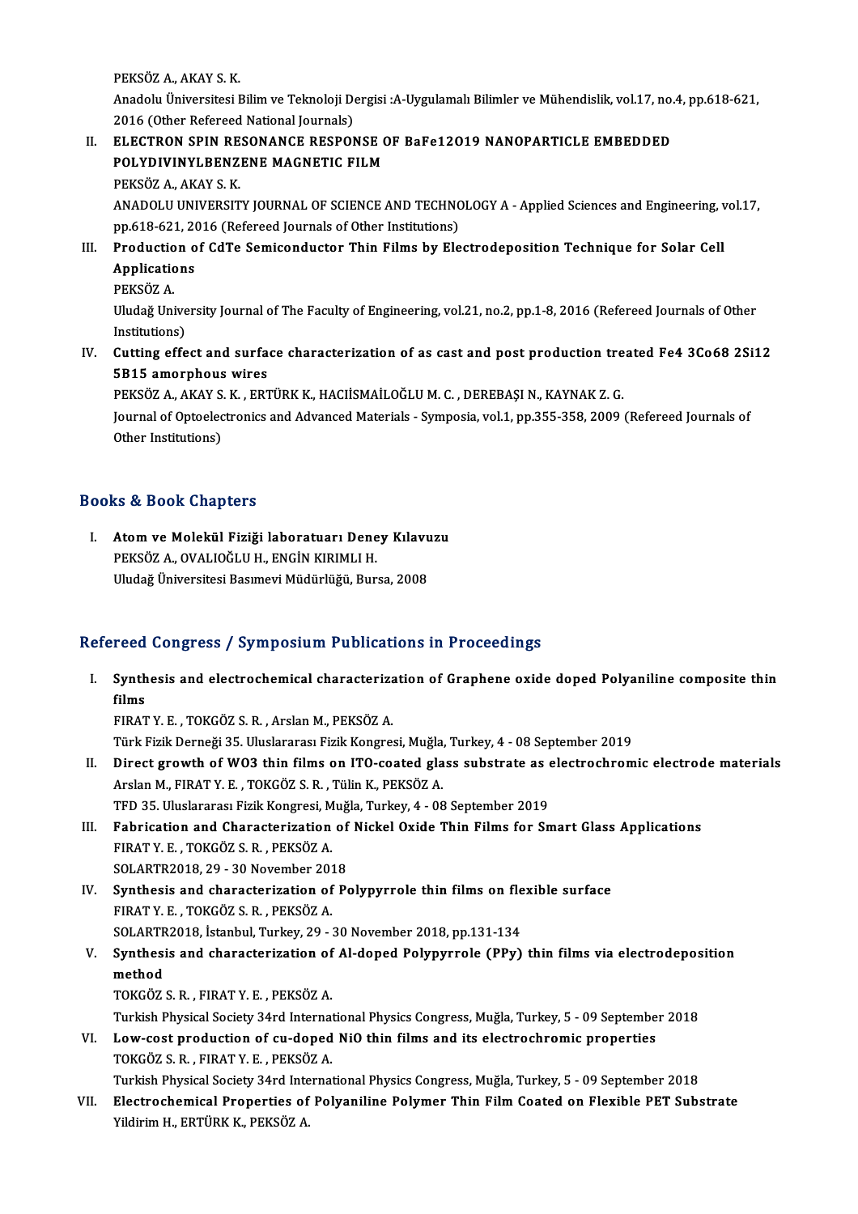PEKSÖZ A., AKAY S. K.
Anadolu Üniversitesi Bilim ve Teknoloji Dergisi :A-Uygulamalı Bilimler ve Mühendislik, vol.17, no.4, pp.618-621, 2016 (Other Refereed National Journals)

II. **ELECTRON SPIN RESONANCE RESPONSE OF BaFe12O19 NANOPARTICLE EMBEDDED POLYDIVINYLBENZENE MAGNETIC FILM**
PEKSÖZ A., AKAY S. K.
ANADOLU UNIVERSITY JOURNAL OF SCIENCE AND TECHNOLOGY A - Applied Sciences and Engineering, vol.17, pp.618-621, 2016 (Refereed Journals of Other Institutions)

III. **Production of CdTe Semiconductor Thin Films by Electrodeposition Technique for Solar Cell Applications**
PEKSÖZ A.
Uludağ University Journal of The Faculty of Engineering, vol.21, no.2, pp.1-8, 2016 (Refereed Journals of Other Institutions)

IV. **Cutting effect and surface characterization of as cast and post production treated Fe4 3Co68 2Si12 5B15 amorphous wires**
PEKSÖZ A., AKAY S. K. , ERTÜRK K., HACIİSMAİLOĞLU M. C. , DEREBAŞI N., KAYNAK Z. G.
Journal of Optoelectronics and Advanced Materials - Symposia, vol.1, pp.355-358, 2009 (Refereed Journals of Other Institutions)

## Books & Book Chapters

I. **Atom ve Molekül Fiziği laboratuarı Deney Kılavuzu**
PEKSÖZ A., OVALIOĞLU H., ENGİN KIRIMLI H.
Uludağ Üniversitesi Basımevi Müdürlüğü, Bursa, 2008

## Refereed Congress / Symposium Publications in Proceedings

I. **Synthesis and electrochemical characterization of Graphene oxide doped Polyaniline composite thin films**
FIRAT Y. E. , TOKGÖZ S. R. , Arslan M., PEKSÖZ A.
Türk Fizik Derneği 35. Uluslararası Fizik Kongresi, Muğla, Turkey, 4 - 08 September 2019

II. **Direct growth of WO3 thin films on ITO-coated glass substrate as electrochromic electrode materials**
Arslan M., FIRAT Y. E. , TOKGÖZ S. R. , Tülin K., PEKSÖZ A.
TFD 35. Uluslararası Fizik Kongresi, Muğla, Turkey, 4 - 08 September 2019

III. **Fabrication and Characterization of Nickel Oxide Thin Films for Smart Glass Applications**
FIRAT Y. E. , TOKGÖZ S. R. , PEKSÖZ A.
SOLARTR2018, 29 - 30 November 2018

IV. **Synthesis and characterization of Polypyrrole thin films on flexible surface**
FIRAT Y. E. , TOKGÖZ S. R. , PEKSÖZ A.
SOLARTR2018, İstanbul, Turkey, 29 - 30 November 2018, pp.131-134

V. **Synthesis and characterization of Al-doped Polypyrrole (PPy) thin films via electrodeposition method**
TOKGÖZ S. R. , FIRAT Y. E. , PEKSÖZ A.
Turkish Physical Society 34rd International Physics Congress, Muğla, Turkey, 5 - 09 September 2018

VI. **Low-cost production of cu-doped NiO thin films and its electrochromic properties**
TOKGÖZ S. R. , FIRAT Y. E. , PEKSÖZ A.
Turkish Physical Society 34rd International Physics Congress, Muğla, Turkey, 5 - 09 September 2018

VII. **Electrochemical Properties of Polyaniline Polymer Thin Film Coated on Flexible PET Substrate**
Yildirim H., ERTÜRK K., PEKSÖZ A.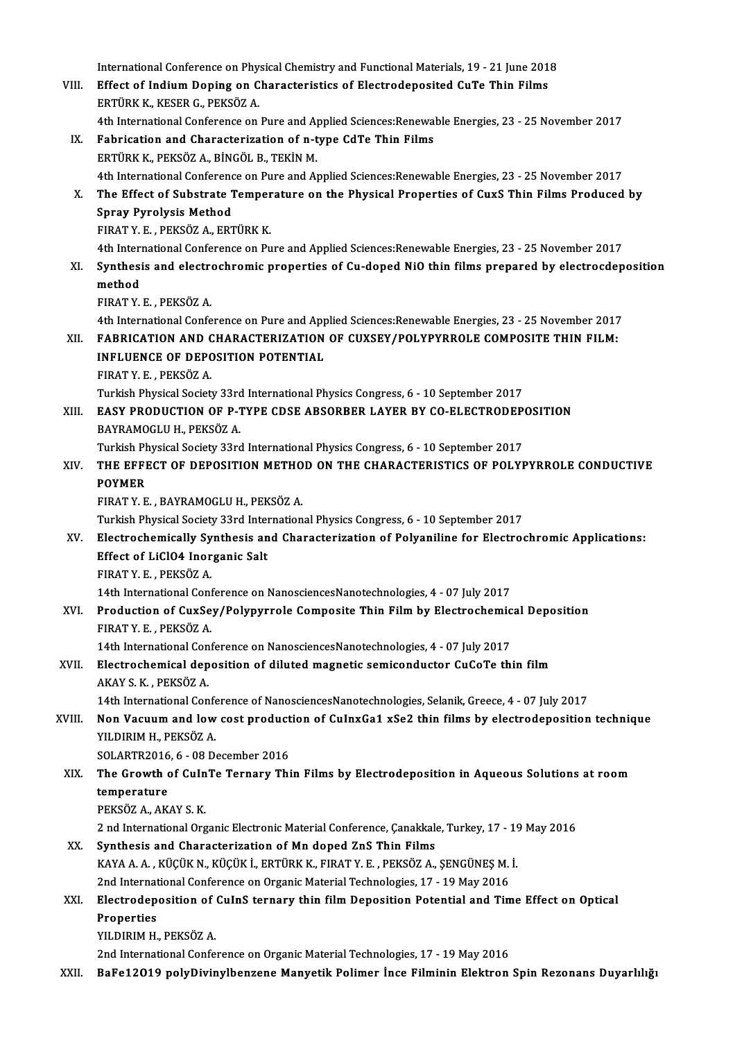International Conference on Physical Chemistry and Functional Materials, 19 - 21 June 2018

VIII. **Effect of Indium Doping on Characteristics of Electrodeposited CuTe Thin Films**
ERTÜRK K., KESER G., PEKSÖZ A.
4th International Conference on Pure and Applied Sciences:Renewable Energies, 23 - 25 November 2017

IX. **Fabrication and Characterization of n-type CdTe Thin Films**
ERTÜRK K., PEKSÖZ A., BİNGÖL B., TEKİN M.
4th International Conference on Pure and Applied Sciences:Renewable Energies, 23 - 25 November 2017

X. **The Effect of Substrate Temperature on the Physical Properties of CuxS Thin Films Produced by Spray Pyrolysis Method**
FIRAT Y. E. , PEKSÖZ A., ERTÜRK K.
4th International Conference on Pure and Applied Sciences:Renewable Energies, 23 - 25 November 2017

XI. **Synthesis and electrochromic properties of Cu-doped NiO thin films prepared by electrocdeposition method**
FIRAT Y. E. , PEKSÖZ A.
4th International Conference on Pure and Applied Sciences:Renewable Energies, 23 - 25 November 2017

XII. **FABRICATION AND CHARACTERIZATION OF CUXSEY/POLYPYRROLE COMPOSITE THIN FILM: INFLUENCE OF DEPOSITION POTENTIAL**
FIRAT Y. E. , PEKSÖZ A.
Turkish Physical Society 33rd International Physics Congress, 6 - 10 September 2017

XIII. **EASY PRODUCTION OF P-TYPE CDSE ABSORBER LAYER BY CO-ELECTRODEPOSITION**
BAYRAMOGLU H., PEKSÖZ A.
Turkish Physical Society 33rd International Physics Congress, 6 - 10 September 2017

XIV. **THE EFFECT OF DEPOSITION METHOD ON THE CHARACTERISTICS OF POLYPYRROLE CONDUCTIVE POYMER**
FIRAT Y. E. , BAYRAMOGLU H., PEKSÖZ A.
Turkish Physical Society 33rd International Physics Congress, 6 - 10 September 2017

XV. **Electrochemically Synthesis and Characterization of Polyaniline for Electrochromic Applications: Effect of LiClO4 Inorganic Salt**
FIRAT Y. E. , PEKSÖZ A.
14th International Conference on NanosciencesNanotechnologies, 4 - 07 July 2017

XVI. **Production of CuxSey/Polypyrrole Composite Thin Film by Electrochemical Deposition**
FIRAT Y. E. , PEKSÖZ A.
14th International Conference on NanosciencesNanotechnologies, 4 - 07 July 2017

XVII. **Electrochemical deposition of diluted magnetic semiconductor CuCoTe thin film**
AKAY S. K. , PEKSÖZ A.
14th International Conference of NanosciencesNanotechnologies, Selanik, Greece, 4 - 07 July 2017

XVIII. **Non Vacuum and low cost production of CuInxGa1 xSe2 thin films by electrodeposition technique**
YILDIRIM H., PEKSÖZ A.
SOLARTR2016, 6 - 08 December 2016

XIX. **The Growth of CuInTe Ternary Thin Films by Electrodeposition in Aqueous Solutions at room temperature**
PEKSÖZ A., AKAY S. K.
2 nd International Organic Electronic Material Conference, Çanakkale, Turkey, 17 - 19 May 2016

XX. **Synthesis and Characterization of Mn doped ZnS Thin Films**
KAYA A. A. , KÜÇÜK N., KÜÇÜK İ., ERTÜRK K., FIRAT Y. E. , PEKSÖZ A., ŞENGÜNEŞ M. İ.
2nd International Conference on Organic Material Technologies, 17 - 19 May 2016

XXI. **Electrodeposition of CuInS ternary thin film Deposition Potential and Time Effect on Optical Properties**
YILDIRIM H., PEKSÖZ A.
2nd International Conference on Organic Material Technologies, 17 - 19 May 2016

XXII. **BaFe12O19 polyDivinylbenzene Manyetik Polimer İnce Filminin Elektron Spin Rezonans Duyarlılığı**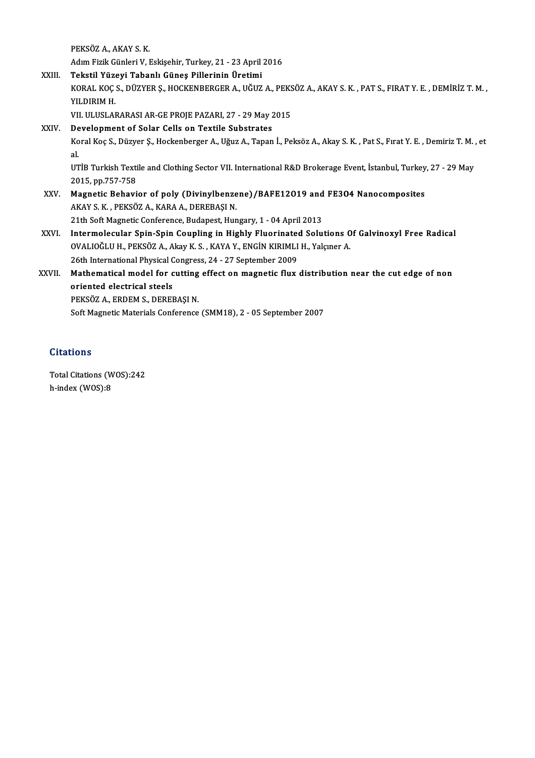PEKSÖZ A., AKAY S. K.
Adım Fizik Günleri V, Eskişehir, Turkey, 21 - 23 April 2016

XXIII. **Tekstil Yüzeyi Tabanlı Güneş Pillerinin Üretimi**
KORAL KOÇ S., DÜZYER Ş., HOCKENBERGER A., UĞUZ A., PEKSÖZ A., AKAY S. K. , PAT S., FIRAT Y. E. , DEMİRİZ T. M. , YILDIRIM H.
VII. ULUSLARARASI AR-GE PROJE PAZARI, 27 - 29 May 2015

XXIV. **Development of Solar Cells on Textile Substrates**
Koral Koç S., Düzyer Ş., Hockenberger A., Uğuz A., Tapan İ., Peksöz A., Akay S. K. , Pat S., Fırat Y. E. , Demiriz T. M. , et al.
UTİB Turkish Textile and Clothing Sector VII. International R&D Brokerage Event, İstanbul, Turkey, 27 - 29 May 2015, pp.757-758

XXV. **Magnetic Behavior of poly (Divinylbenzene)/BAFE12O19 and FE3O4 Nanocomposites**
AKAY S. K. , PEKSÖZ A., KARA A., DEREBAŞI N.
21th Soft Magnetic Conference, Budapest, Hungary, 1 - 04 April 2013

XXVI. **Intermolecular Spin-Spin Coupling in Highly Fluorinated Solutions Of Galvinoxyl Free Radical**
OVALIOĞLU H., PEKSÖZ A., Akay K. S. , KAYA Y., ENGİN KIRIMLI H., Yalçıner A.
26th International Physical Congress, 24 - 27 September 2009

XXVII. **Mathematical model for cutting effect on magnetic flux distribution near the cut edge of non oriented electrical steels**
PEKSÖZ A., ERDEM S., DEREBAŞI N.
Soft Magnetic Materials Conference (SMM18), 2 - 05 September 2007

## Citations

Total Citations (WOS):242
h-index (WOS):8